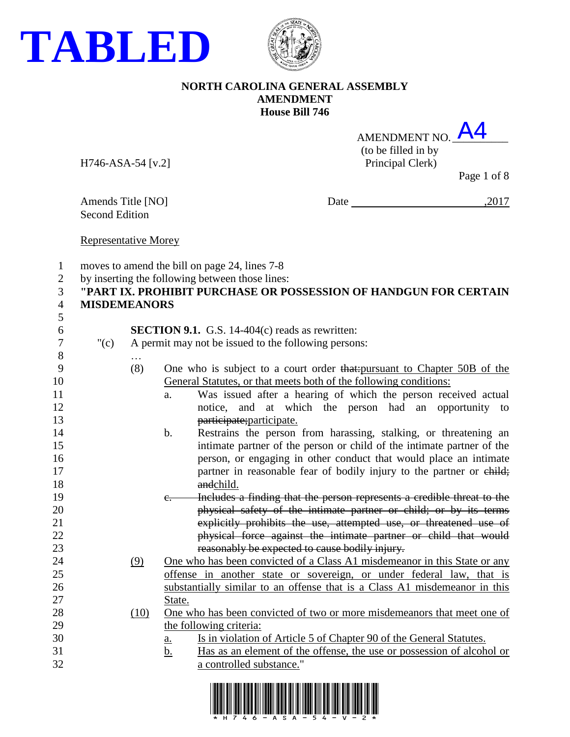# TABLED

**NORTH CAROLINA GENERAL ASSEMBLY**
**AMENDMENT**
**House Bill 746**

AMENDMENT NO. A4
(to be filled in by Principal Clerk)

H746-ASA-54 [v.2]

Amends Title [NO]
Second Edition

Date ,2017

Representative Morey

1 moves to amend the bill on page 24, lines 7-8
2 by inserting the following between those lines:
3 **"PART IX. PROHIBIT PURCHASE OR POSSESSION OF HANDGUN FOR CERTAIN**
4 **MISDEMEANORS**
5
6 **SECTION 9.1.** G.S. 14-404(c) reads as rewritten:
7 "(c) A permit may not be issued to the following persons:
8 …
9 (8) One who is subject to a court order ~~that:~~pursuant to Chapter 50B of the
10 General Statutes, or that meets both of the following conditions:
11 a. Was issued after a hearing of which the person received actual
12 notice, and at which the person had an opportunity to
13 ~~participate;~~participate.
14 b. Restrains the person from harassing, stalking, or threatening an
15 intimate partner of the person or child of the intimate partner of the
16 person, or engaging in other conduct that would place an intimate
17 partner in reasonable fear of bodily injury to the partner or ~~child; and~~child.
18
19 ~~c. Includes a finding that the person represents a credible threat to the~~
20 ~~physical safety of the intimate partner or child; or by its terms~~
21 ~~explicitly prohibits the use, attempted use, or threatened use of~~
22 ~~physical force against the intimate partner or child that would~~
23 ~~reasonably be expected to cause bodily injury.~~
24 (9) One who has been convicted of a Class A1 misdemeanor in this State or any
25 offense in another state or sovereign, or under federal law, that is
26 substantially similar to an offense that is a Class A1 misdemeanor in this
27 State.
28 (10) One who has been convicted of two or more misdemeanors that meet one of
29 the following criteria:
30 a. Is in violation of Article 5 of Chapter 90 of the General Statutes.
31 b. Has as an element of the offense, the use or possession of alcohol or
32 a controlled substance."

\* H 7 4 6 - A S A - 5 4 - V - 2 \*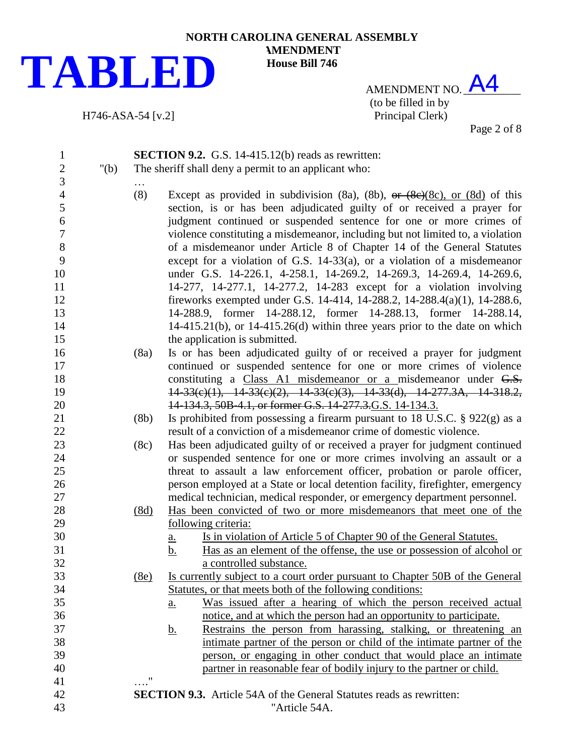**TABLED**

**NORTH CAROLINA GENERAL ASSEMBLY**
**AMENDMENT**
**House Bill 746**

H746-ASA-54 [v.2]

AMENDMENT NO. A4
(to be filled in by Principal Clerk)

**SECTION 9.2.** G.S. 14-415.12(b) reads as rewritten:

"(b) The sheriff shall deny a permit to an applicant who:

…

(8) Except as provided in subdivision (8a), (8b), ~~or (8c)~~(8c), or (8d) of this section, is or has been adjudicated guilty of or received a prayer for judgment continued or suspended sentence for one or more crimes of violence constituting a misdemeanor, including but not limited to, a violation of a misdemeanor under Article 8 of Chapter 14 of the General Statutes except for a violation of G.S. 14-33(a), or a violation of a misdemeanor under G.S. 14-226.1, 4-258.1, 14-269.2, 14-269.3, 14-269.4, 14-269.6, 14-277, 14-277.1, 14-277.2, 14-283 except for a violation involving fireworks exempted under G.S. 14-414, 14-288.2, 14-288.4(a)(1), 14-288.6, 14-288.9, former 14-288.12, former 14-288.13, former 14-288.14, 14-415.21(b), or 14-415.26(d) within three years prior to the date on which the application is submitted.

(8a) Is or has been adjudicated guilty of or received a prayer for judgment continued or suspended sentence for one or more crimes of violence constituting a <u>Class A1 misdemeanor or a</u> misdemeanor under ~~G.S. 14-33(c)(1), 14-33(c)(2), 14-33(c)(3), 14-33(d), 14-277.3A, 14-318.2, 14-134.3, 50B-4.1, or former G.S. 14-277.3.~~<u>G.S. 14-134.3.</u>

(8b) Is prohibited from possessing a firearm pursuant to 18 U.S.C. § 922(g) as a result of a conviction of a misdemeanor crime of domestic violence.

(8c) Has been adjudicated guilty of or received a prayer for judgment continued or suspended sentence for one or more crimes involving an assault or a threat to assault a law enforcement officer, probation or parole officer, person employed at a State or local detention facility, firefighter, emergency medical technician, medical responder, or emergency department personnel.

<u>(8d)</u> <u>Has been convicted of two or more misdemeanors that meet one of the following criteria:</u>

<u>a.</u> <u>Is in violation of Article 5 of Chapter 90 of the General Statutes.</u>

<u>b.</u> <u>Has as an element of the offense, the use or possession of alcohol or a controlled substance.</u>

<u>(8e)</u> <u>Is currently subject to a court order pursuant to Chapter 50B of the General Statutes, or that meets both of the following conditions:</u>

<u>a.</u> <u>Was issued after a hearing of which the person received actual notice, and at which the person had an opportunity to participate.</u>

<u>b.</u> <u>Restrains the person from harassing, stalking, or threatening an intimate partner of the person or child of the intimate partner of the person, or engaging in other conduct that would place an intimate partner in reasonable fear of bodily injury to the partner or child.</u>

…."

**SECTION 9.3.** Article 54A of the General Statutes reads as rewritten:

"Article 54A.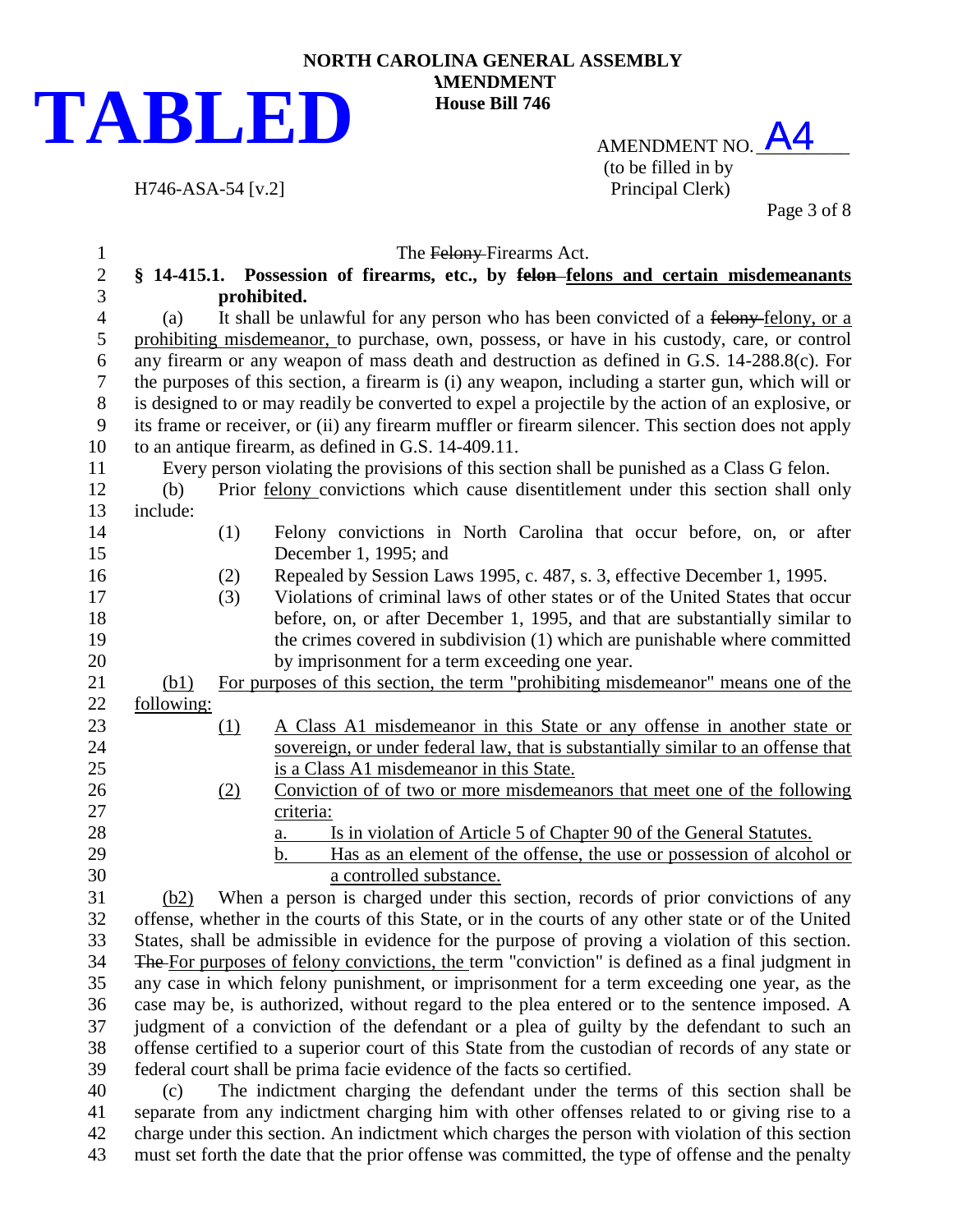**TABLED**

NORTH CAROLINA GENERAL ASSEMBLY
AMENDMENT
House Bill 746

AMENDMENT NO. A4
(to be filled in by Principal Clerk)

H746-ASA-54 [v.2]

The ~~Felony~~ Firearms Act.

**§ 14-415.1. Possession of firearms, etc., by ~~felon~~ felons and certain misdemeanants prohibited.**

(a) It shall be unlawful for any person who has been convicted of a ~~felony~~ felony, or a prohibiting misdemeanor, to purchase, own, possess, or have in his custody, care, or control any firearm or any weapon of mass death and destruction as defined in G.S. 14-288.8(c). For the purposes of this section, a firearm is (i) any weapon, including a starter gun, which will or is designed to or may readily be converted to expel a projectile by the action of an explosive, or its frame or receiver, or (ii) any firearm muffler or firearm silencer. This section does not apply to an antique firearm, as defined in G.S. 14-409.11.

Every person violating the provisions of this section shall be punished as a Class G felon.

(b) Prior felony convictions which cause disentitlement under this section shall only include:

(1) Felony convictions in North Carolina that occur before, on, or after December 1, 1995; and

(2) Repealed by Session Laws 1995, c. 487, s. 3, effective December 1, 1995.

(3) Violations of criminal laws of other states or of the United States that occur before, on, or after December 1, 1995, and that are substantially similar to the crimes covered in subdivision (1) which are punishable where committed by imprisonment for a term exceeding one year.

(b1) For purposes of this section, the term "prohibiting misdemeanor" means one of the following:

(1) A Class A1 misdemeanor in this State or any offense in another state or sovereign, or under federal law, that is substantially similar to an offense that is a Class A1 misdemeanor in this State.

(2) Conviction of of two or more misdemeanors that meet one of the following criteria:

a. Is in violation of Article 5 of Chapter 90 of the General Statutes.

b. Has as an element of the offense, the use or possession of alcohol or a controlled substance.

(b2) When a person is charged under this section, records of prior convictions of any offense, whether in the courts of this State, or in the courts of any other state or of the United States, shall be admissible in evidence for the purpose of proving a violation of this section. ~~The~~ For purposes of felony convictions, the term "conviction" is defined as a final judgment in any case in which felony punishment, or imprisonment for a term exceeding one year, as the case may be, is authorized, without regard to the plea entered or to the sentence imposed. A judgment of a conviction of the defendant or a plea of guilty by the defendant to such an offense certified to a superior court of this State from the custodian of records of any state or federal court shall be prima facie evidence of the facts so certified.

(c) The indictment charging the defendant under the terms of this section shall be separate from any indictment charging him with other offenses related to or giving rise to a charge under this section. An indictment which charges the person with violation of this section must set forth the date that the prior offense was committed, the type of offense and the penalty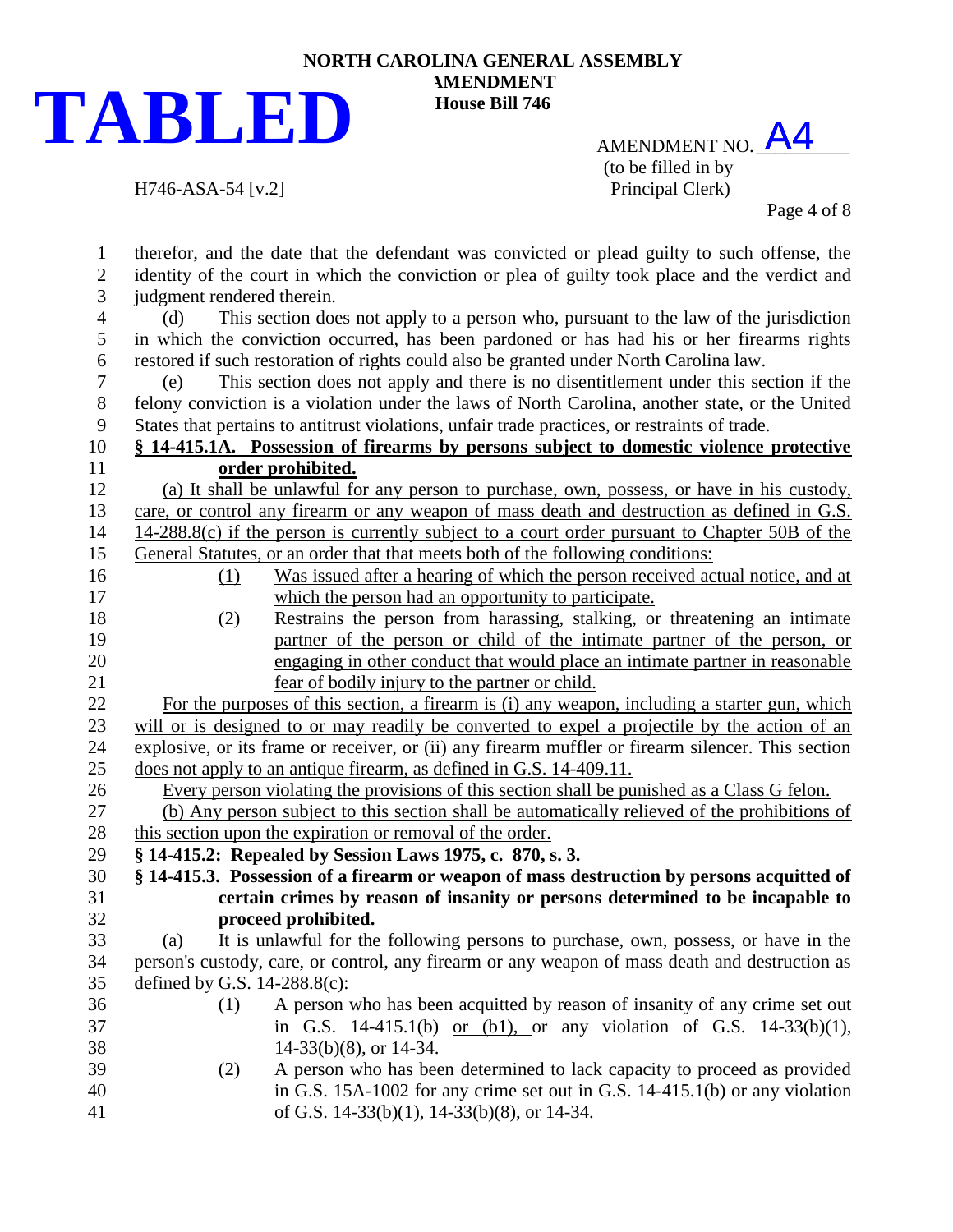**TABLED**

NORTH CAROLINA GENERAL ASSEMBLY
AMENDMENT
House Bill 746

H746-ASA-54 [v.2]

AMENDMENT NO. A4
(to be filled in by Principal Clerk)

therefor, and the date that the defendant was convicted or plead guilty to such offense, the identity of the court in which the conviction or plea of guilty took place and the verdict and judgment rendered therein.

(d) This section does not apply to a person who, pursuant to the law of the jurisdiction in which the conviction occurred, has been pardoned or has had his or her firearms rights restored if such restoration of rights could also be granted under North Carolina law.

(e) This section does not apply and there is no disentitlement under this section if the felony conviction is a violation under the laws of North Carolina, another state, or the United States that pertains to antitrust violations, unfair trade practices, or restraints of trade.

**§ 14-415.1A. Possession of firearms by persons subject to domestic violence protective order prohibited.**

(a) It shall be unlawful for any person to purchase, own, possess, or have in his custody, care, or control any firearm or any weapon of mass death and destruction as defined in G.S. 14-288.8(c) if the person is currently subject to a court order pursuant to Chapter 50B of the General Statutes, or an order that that meets both of the following conditions:

(1) Was issued after a hearing of which the person received actual notice, and at which the person had an opportunity to participate.

(2) Restrains the person from harassing, stalking, or threatening an intimate partner of the person or child of the intimate partner of the person, or engaging in other conduct that would place an intimate partner in reasonable fear of bodily injury to the partner or child.

For the purposes of this section, a firearm is (i) any weapon, including a starter gun, which will or is designed to or may readily be converted to expel a projectile by the action of an explosive, or its frame or receiver, or (ii) any firearm muffler or firearm silencer. This section does not apply to an antique firearm, as defined in G.S. 14-409.11.

Every person violating the provisions of this section shall be punished as a Class G felon.

(b) Any person subject to this section shall be automatically relieved of the prohibitions of this section upon the expiration or removal of the order.

**§ 14-415.2: Repealed by Session Laws 1975, c. 870, s. 3.**

**§ 14-415.3. Possession of a firearm or weapon of mass destruction by persons acquitted of certain crimes by reason of insanity or persons determined to be incapable to proceed prohibited.**

(a) It is unlawful for the following persons to purchase, own, possess, or have in the person's custody, care, or control, any firearm or any weapon of mass death and destruction as defined by G.S. 14-288.8(c):

(1) A person who has been acquitted by reason of insanity of any crime set out in G.S. 14-415.1(b) or (b1), or any violation of G.S. 14-33(b)(1), 14-33(b)(8), or 14-34.

(2) A person who has been determined to lack capacity to proceed as provided in G.S. 15A-1002 for any crime set out in G.S. 14-415.1(b) or any violation of G.S. 14-33(b)(1), 14-33(b)(8), or 14-34.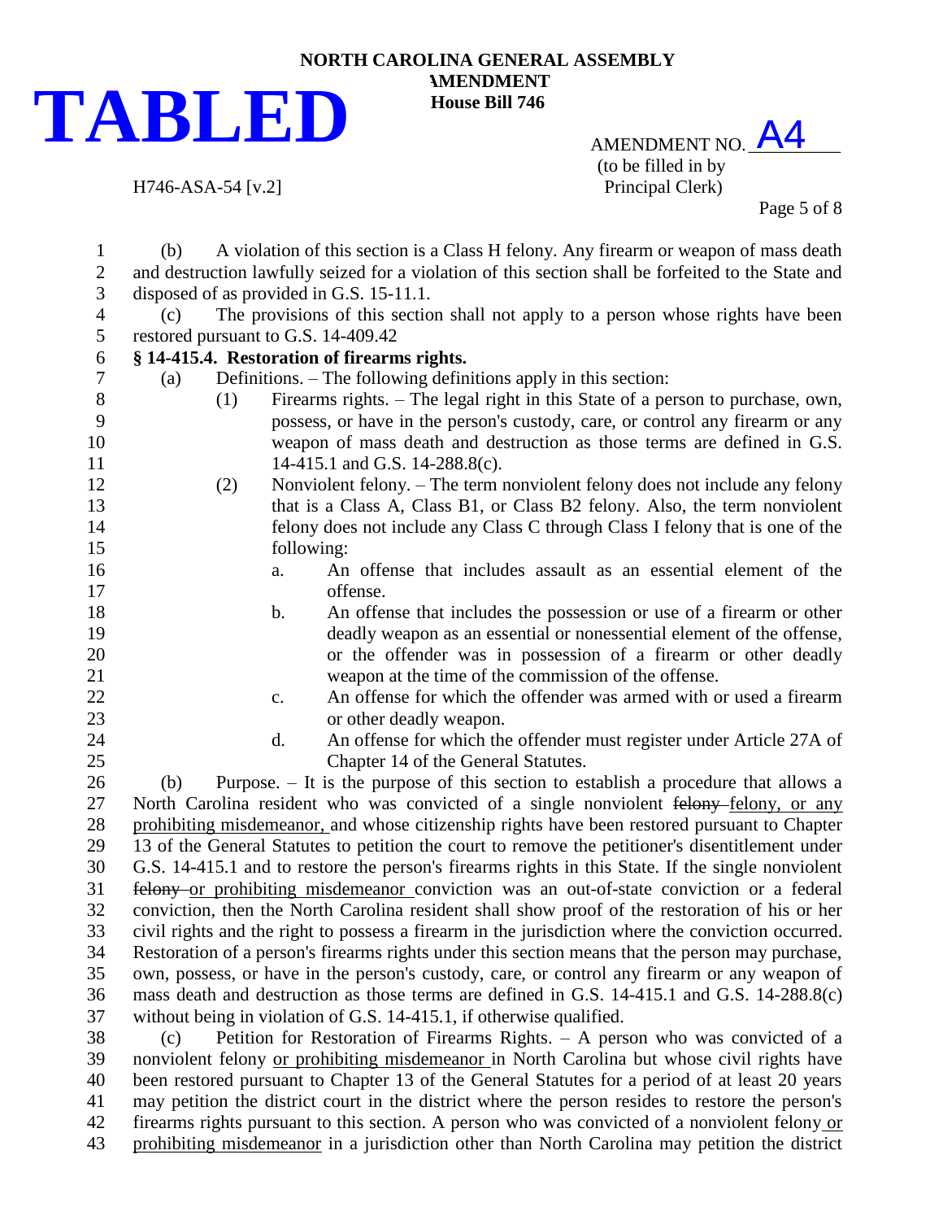**TABLED**

NORTH CAROLINA GENERAL ASSEMBLY
AMENDMENT
House Bill 746

H746-ASA-54 [v.2]

AMENDMENT NO. A4
(to be filled in by Principal Clerk)

(b) A violation of this section is a Class H felony. Any firearm or weapon of mass death and destruction lawfully seized for a violation of this section shall be forfeited to the State and disposed of as provided in G.S. 15-11.1.

(c) The provisions of this section shall not apply to a person whose rights have been restored pursuant to G.S. 14-409.42

**§ 14-415.4. Restoration of firearms rights.**

(a) Definitions. – The following definitions apply in this section:

(1) Firearms rights. – The legal right in this State of a person to purchase, own, possess, or have in the person's custody, care, or control any firearm or any weapon of mass death and destruction as those terms are defined in G.S. 14-415.1 and G.S. 14-288.8(c).

(2) Nonviolent felony. – The term nonviolent felony does not include any felony that is a Class A, Class B1, or Class B2 felony. Also, the term nonviolent felony does not include any Class C through Class I felony that is one of the following:

a. An offense that includes assault as an essential element of the offense.

b. An offense that includes the possession or use of a firearm or other deadly weapon as an essential or nonessential element of the offense, or the offender was in possession of a firearm or other deadly weapon at the time of the commission of the offense.

c. An offense for which the offender was armed with or used a firearm or other deadly weapon.

d. An offense for which the offender must register under Article 27A of Chapter 14 of the General Statutes.

(b) Purpose. – It is the purpose of this section to establish a procedure that allows a North Carolina resident who was convicted of a single nonviolent ~~felony~~ felony, or any prohibiting misdemeanor, and whose citizenship rights have been restored pursuant to Chapter 13 of the General Statutes to petition the court to remove the petitioner's disentitlement under G.S. 14-415.1 and to restore the person's firearms rights in this State. If the single nonviolent ~~felony~~ or prohibiting misdemeanor conviction was an out-of-state conviction or a federal conviction, then the North Carolina resident shall show proof of the restoration of his or her civil rights and the right to possess a firearm in the jurisdiction where the conviction occurred. Restoration of a person's firearms rights under this section means that the person may purchase, own, possess, or have in the person's custody, care, or control any firearm or any weapon of mass death and destruction as those terms are defined in G.S. 14-415.1 and G.S. 14-288.8(c) without being in violation of G.S. 14-415.1, if otherwise qualified.

(c) Petition for Restoration of Firearms Rights. – A person who was convicted of a nonviolent felony or prohibiting misdemeanor in North Carolina but whose civil rights have been restored pursuant to Chapter 13 of the General Statutes for a period of at least 20 years may petition the district court in the district where the person resides to restore the person's firearms rights pursuant to this section. A person who was convicted of a nonviolent felony or prohibiting misdemeanor in a jurisdiction other than North Carolina may petition the district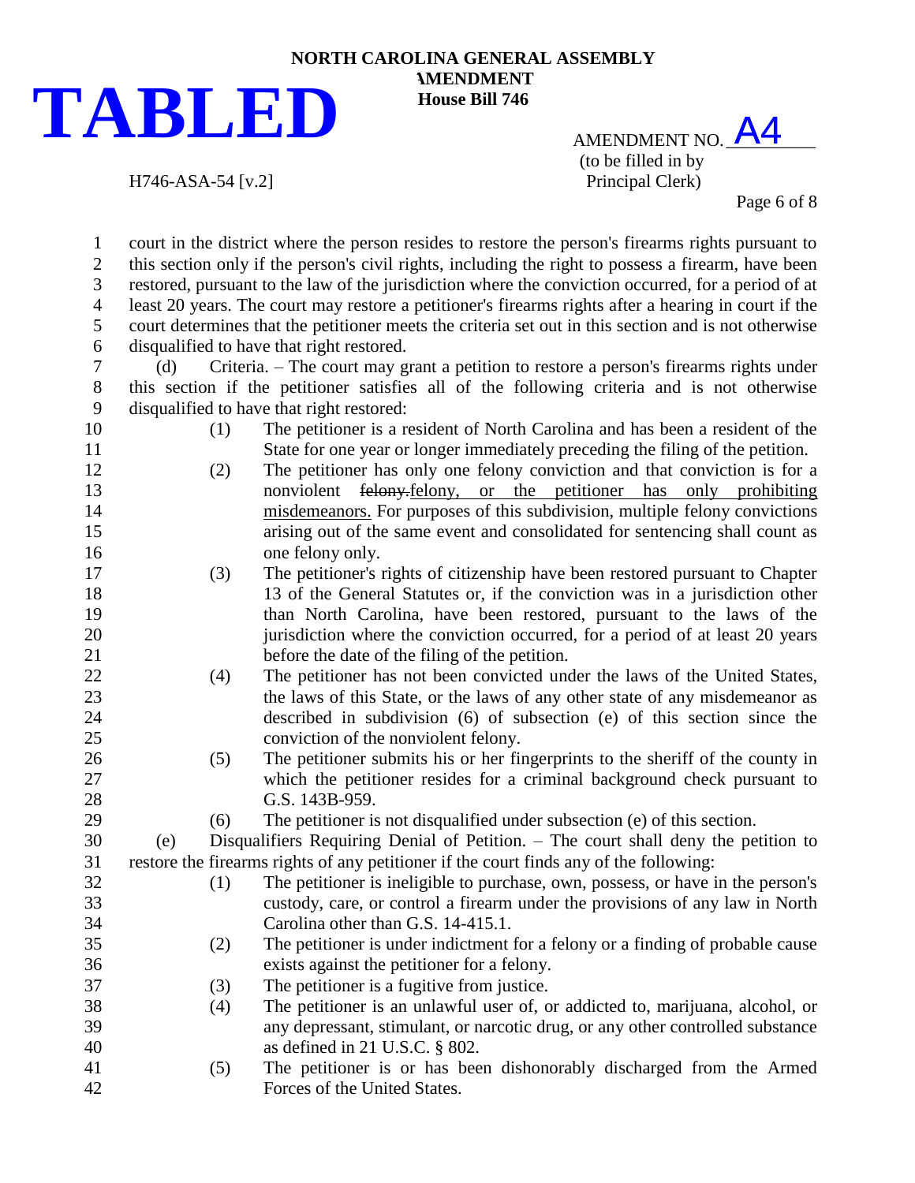**TABLED**

**NORTH CAROLINA GENERAL ASSEMBLY**
**AMENDMENT**
**House Bill 746**

H746-ASA-54 [v.2]

AMENDMENT NO. A4
(to be filled in by Principal Clerk)

court in the district where the person resides to restore the person's firearms rights pursuant to this section only if the person's civil rights, including the right to possess a firearm, have been restored, pursuant to the law of the jurisdiction where the conviction occurred, for a period of at least 20 years. The court may restore a petitioner's firearms rights after a hearing in court if the court determines that the petitioner meets the criteria set out in this section and is not otherwise disqualified to have that right restored.

(d) Criteria. – The court may grant a petition to restore a person's firearms rights under this section if the petitioner satisfies all of the following criteria and is not otherwise disqualified to have that right restored:

(1) The petitioner is a resident of North Carolina and has been a resident of the State for one year or longer immediately preceding the filing of the petition.

(2) The petitioner has only one felony conviction and that conviction is for a nonviolent ~~felony.~~<u>felony, or the petitioner has only prohibiting misdemeanors.</u> For purposes of this subdivision, multiple felony convictions arising out of the same event and consolidated for sentencing shall count as one felony only.

(3) The petitioner's rights of citizenship have been restored pursuant to Chapter 13 of the General Statutes or, if the conviction was in a jurisdiction other than North Carolina, have been restored, pursuant to the laws of the jurisdiction where the conviction occurred, for a period of at least 20 years before the date of the filing of the petition.

(4) The petitioner has not been convicted under the laws of the United States, the laws of this State, or the laws of any other state of any misdemeanor as described in subdivision (6) of subsection (e) of this section since the conviction of the nonviolent felony.

(5) The petitioner submits his or her fingerprints to the sheriff of the county in which the petitioner resides for a criminal background check pursuant to G.S. 143B-959.

(6) The petitioner is not disqualified under subsection (e) of this section.

(e) Disqualifiers Requiring Denial of Petition. – The court shall deny the petition to restore the firearms rights of any petitioner if the court finds any of the following:

(1) The petitioner is ineligible to purchase, own, possess, or have in the person's custody, care, or control a firearm under the provisions of any law in North Carolina other than G.S. 14-415.1.

(2) The petitioner is under indictment for a felony or a finding of probable cause exists against the petitioner for a felony.

(3) The petitioner is a fugitive from justice.

(4) The petitioner is an unlawful user of, or addicted to, marijuana, alcohol, or any depressant, stimulant, or narcotic drug, or any other controlled substance as defined in 21 U.S.C. § 802.

(5) The petitioner is or has been dishonorably discharged from the Armed Forces of the United States.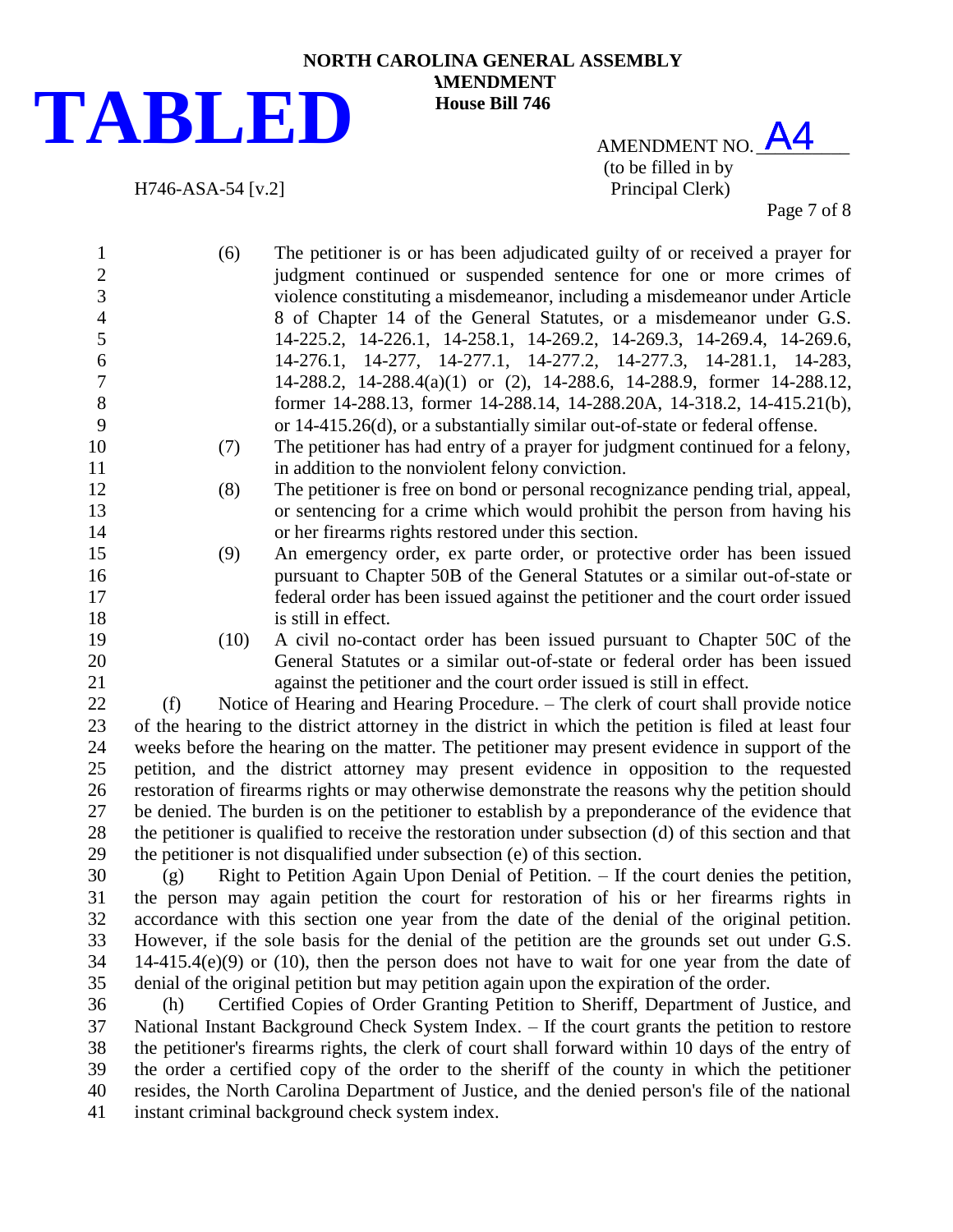**TABLED**

**NORTH CAROLINA GENERAL ASSEMBLY**
**AMENDMENT**
**House Bill 746**

H746-ASA-54 [v.2]

AMENDMENT NO. A4
(to be filled in by Principal Clerk)

(6) The petitioner is or has been adjudicated guilty of or received a prayer for judgment continued or suspended sentence for one or more crimes of violence constituting a misdemeanor, including a misdemeanor under Article 8 of Chapter 14 of the General Statutes, or a misdemeanor under G.S. 14-225.2, 14-226.1, 14-258.1, 14-269.2, 14-269.3, 14-269.4, 14-269.6, 14-276.1, 14-277, 14-277.1, 14-277.2, 14-277.3, 14-281.1, 14-283, 14-288.2, 14-288.4(a)(1) or (2), 14-288.6, 14-288.9, former 14-288.12, former 14-288.13, former 14-288.14, 14-288.20A, 14-318.2, 14-415.21(b), or 14-415.26(d), or a substantially similar out-of-state or federal offense.

(7) The petitioner has had entry of a prayer for judgment continued for a felony, in addition to the nonviolent felony conviction.

(8) The petitioner is free on bond or personal recognizance pending trial, appeal, or sentencing for a crime which would prohibit the person from having his or her firearms rights restored under this section.

(9) An emergency order, ex parte order, or protective order has been issued pursuant to Chapter 50B of the General Statutes or a similar out-of-state or federal order has been issued against the petitioner and the court order issued is still in effect.

(10) A civil no-contact order has been issued pursuant to Chapter 50C of the General Statutes or a similar out-of-state or federal order has been issued against the petitioner and the court order issued is still in effect.

(f) Notice of Hearing and Hearing Procedure. – The clerk of court shall provide notice of the hearing to the district attorney in the district in which the petition is filed at least four weeks before the hearing on the matter. The petitioner may present evidence in support of the petition, and the district attorney may present evidence in opposition to the requested restoration of firearms rights or may otherwise demonstrate the reasons why the petition should be denied. The burden is on the petitioner to establish by a preponderance of the evidence that the petitioner is qualified to receive the restoration under subsection (d) of this section and that the petitioner is not disqualified under subsection (e) of this section.

(g) Right to Petition Again Upon Denial of Petition. – If the court denies the petition, the person may again petition the court for restoration of his or her firearms rights in accordance with this section one year from the date of the denial of the original petition. However, if the sole basis for the denial of the petition are the grounds set out under G.S. 14-415.4(e)(9) or (10), then the person does not have to wait for one year from the date of denial of the original petition but may petition again upon the expiration of the order.

(h) Certified Copies of Order Granting Petition to Sheriff, Department of Justice, and National Instant Background Check System Index. – If the court grants the petition to restore the petitioner's firearms rights, the clerk of court shall forward within 10 days of the entry of the order a certified copy of the order to the sheriff of the county in which the petitioner resides, the North Carolina Department of Justice, and the denied person's file of the national instant criminal background check system index.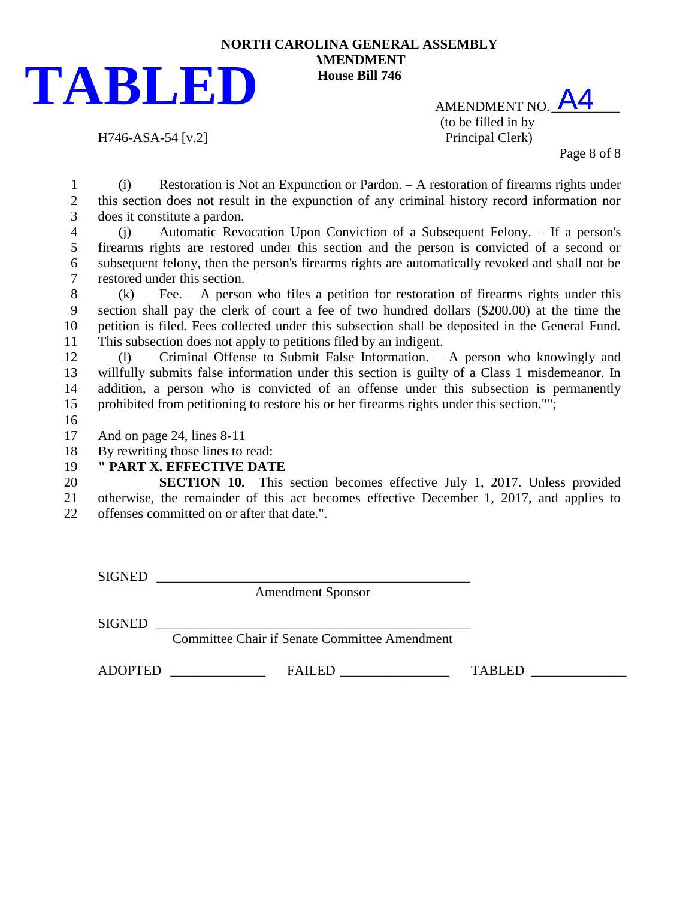**TABLED**

**NORTH CAROLINA GENERAL ASSEMBLY**
**AMENDMENT**
**House Bill 746**

H746-ASA-54 [v.2]

AMENDMENT NO. A4
(to be filled in by Principal Clerk)

(i) Restoration is Not an Expunction or Pardon. – A restoration of firearms rights under this section does not result in the expunction of any criminal history record information nor does it constitute a pardon.

(j) Automatic Revocation Upon Conviction of a Subsequent Felony. – If a person's firearms rights are restored under this section and the person is convicted of a second or subsequent felony, then the person's firearms rights are automatically revoked and shall not be restored under this section.

(k) Fee. – A person who files a petition for restoration of firearms rights under this section shall pay the clerk of court a fee of two hundred dollars ($200.00) at the time the petition is filed. Fees collected under this subsection shall be deposited in the General Fund. This subsection does not apply to petitions filed by an indigent.

(l) Criminal Offense to Submit False Information. – A person who knowingly and willfully submits false information under this section is guilty of a Class 1 misdemeanor. In addition, a person who is convicted of an offense under this subsection is permanently prohibited from petitioning to restore his or her firearms rights under this section."";

And on page 24, lines 8-11
By rewriting those lines to read:
**" PART X. EFFECTIVE DATE**

**SECTION 10.** This section becomes effective July 1, 2017. Unless provided otherwise, the remainder of this act becomes effective December 1, 2017, and applies to offenses committed on or after that date.".

SIGNED ______________________________________________
Amendment Sponsor

SIGNED ______________________________________________
Committee Chair if Senate Committee Amendment

ADOPTED ______________ FAILED ______________ TABLED ______________